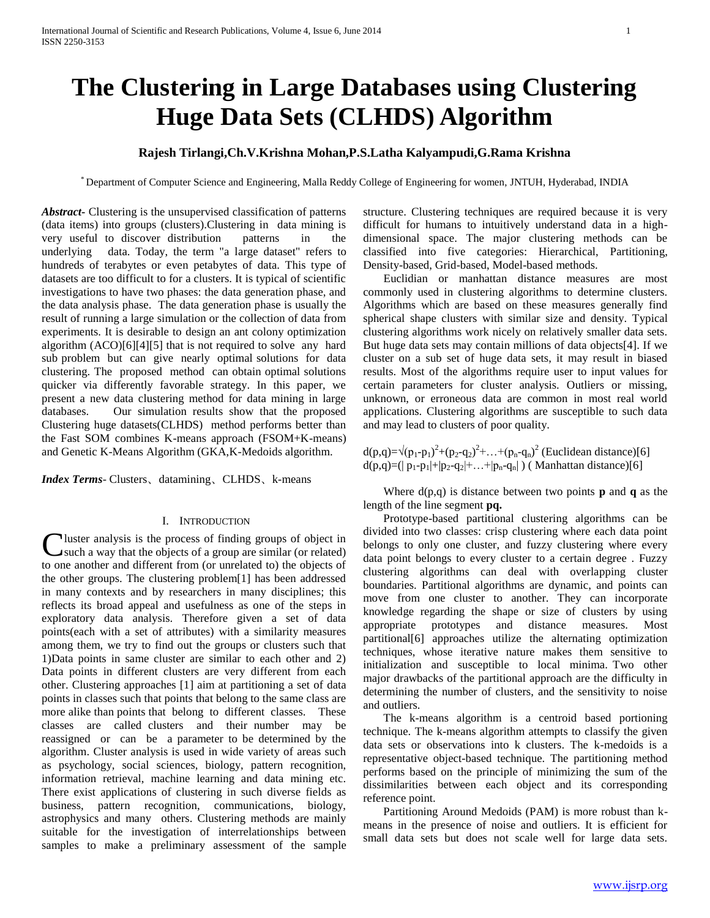# The Clustering in Large Databases using Clustering Huge Data Sets (CLHDS) Algorithm

**Rajesh Tirlangi,Ch.V.Krishna Mohan,P.S.Latha Kalyampudi,G.Rama Krishna**

[*] Department of Computer Science and Engineering, Malla Reddy College of Engineering for women, JNTUH, Hyderabad, INDIA

***Abstract-*** Clustering is the unsupervised classification of patterns (data items) into groups (clusters).Clustering in data mining is very useful to discover distribution patterns in the underlying data. Today, the term "a large dataset" refers to hundreds of terabytes or even petabytes of data. This type of datasets are too difficult to for a clusters. It is typical of scientific investigations to have two phases: the data generation phase, and the data analysis phase. The data generation phase is usually the result of running a large simulation or the collection of data from experiments. It is desirable to design an ant colony optimization algorithm (ACO)[6][4][5] that is not required to solve any hard sub problem but can give nearly optimal solutions for data clustering. The proposed method can obtain optimal solutions quicker via differently favorable strategy. In this paper, we present a new data clustering method for data mining in large databases. Our simulation results show that the proposed Clustering huge datasets(CLHDS) method performs better than the Fast SOM combines K-means approach (FSOM+K-means) and Genetic K-Means Algorithm (GKA,K-Medoids algorithm.

***Index Terms-*** Clusters、datamining、CLHDS、k-means

## I. Introduction

Cluster analysis is the process of finding groups of object in such a way that the objects of a group are similar (or related) to one another and different from (or unrelated to) the objects of the other groups. The clustering problem[1] has been addressed in many contexts and by researchers in many disciplines; this reflects its broad appeal and usefulness as one of the steps in exploratory data analysis. Therefore given a set of data points(each with a set of attributes) with a similarity measures among them, we try to find out the groups or clusters such that 1)Data points in same cluster are similar to each other and 2) Data points in different clusters are very different from each other. Clustering approaches [1] aim at partitioning a set of data points in classes such that points that belong to the same class are more alike than points that belong to different classes. These classes are called clusters and their number may be reassigned or can be a parameter to be determined by the algorithm. Cluster analysis is used in wide variety of areas such as psychology, social sciences, biology, pattern recognition, information retrieval, machine learning and data mining etc. There exist applications of clustering in such diverse fields as business, pattern recognition, communications, biology, astrophysics and many others. Clustering methods are mainly suitable for the investigation of interrelationships between samples to make a preliminary assessment of the sample structure. Clustering techniques are required because it is very difficult for humans to intuitively understand data in a high-dimensional space. The major clustering methods can be classified into five categories: Hierarchical, Partitioning, Density-based, Grid-based, Model-based methods.

Euclidian or manhattan distance measures are most commonly used in clustering algorithms to determine clusters. Algorithms which are based on these measures generally find spherical shape clusters with similar size and density. Typical clustering algorithms work nicely on relatively smaller data sets. But huge data sets may contain millions of data objects[4]. If we cluster on a sub set of huge data sets, it may result in biased results. Most of the algorithms require user to input values for certain parameters for cluster analysis. Outliers or missing, unknown, or erroneous data are common in most real world applications. Clustering algorithms are susceptible to such data and may lead to clusters of poor quality.

$d(p,q)=\sqrt{(p_1-p_1)^2+(p_2-q_2)^2+\ldots+(p_n-q_n)^2}$ (Euclidean distance)[6]

$d(p,q)=(|p_1-p_1|+|p_2-q_2|+\ldots+|p_n-q_n|)$ ( Manhattan distance)[6]

Where d(p,q) is distance between two points **p** and **q** as the length of the line segment **pq.**

Prototype-based partitional clustering algorithms can be divided into two classes: crisp clustering where each data point belongs to only one cluster, and fuzzy clustering where every data point belongs to every cluster to a certain degree . Fuzzy clustering algorithms can deal with overlapping cluster boundaries. Partitional algorithms are dynamic, and points can move from one cluster to another. They can incorporate knowledge regarding the shape or size of clusters by using appropriate prototypes and distance measures. Most partitional[6] approaches utilize the alternating optimization techniques, whose iterative nature makes them sensitive to initialization and susceptible to local minima. Two other major drawbacks of the partitional approach are the difficulty in determining the number of clusters, and the sensitivity to noise and outliers.

The k-means algorithm is a centroid based portioning technique. The k-means algorithm attempts to classify the given data sets or observations into k clusters. The k-medoids is a representative object-based technique. The partitioning method performs based on the principle of minimizing the sum of the dissimilarities between each object and its corresponding reference point.

Partitioning Around Medoids (PAM) is more robust than k-means in the presence of noise and outliers. It is efficient for small data sets but does not scale well for large data sets.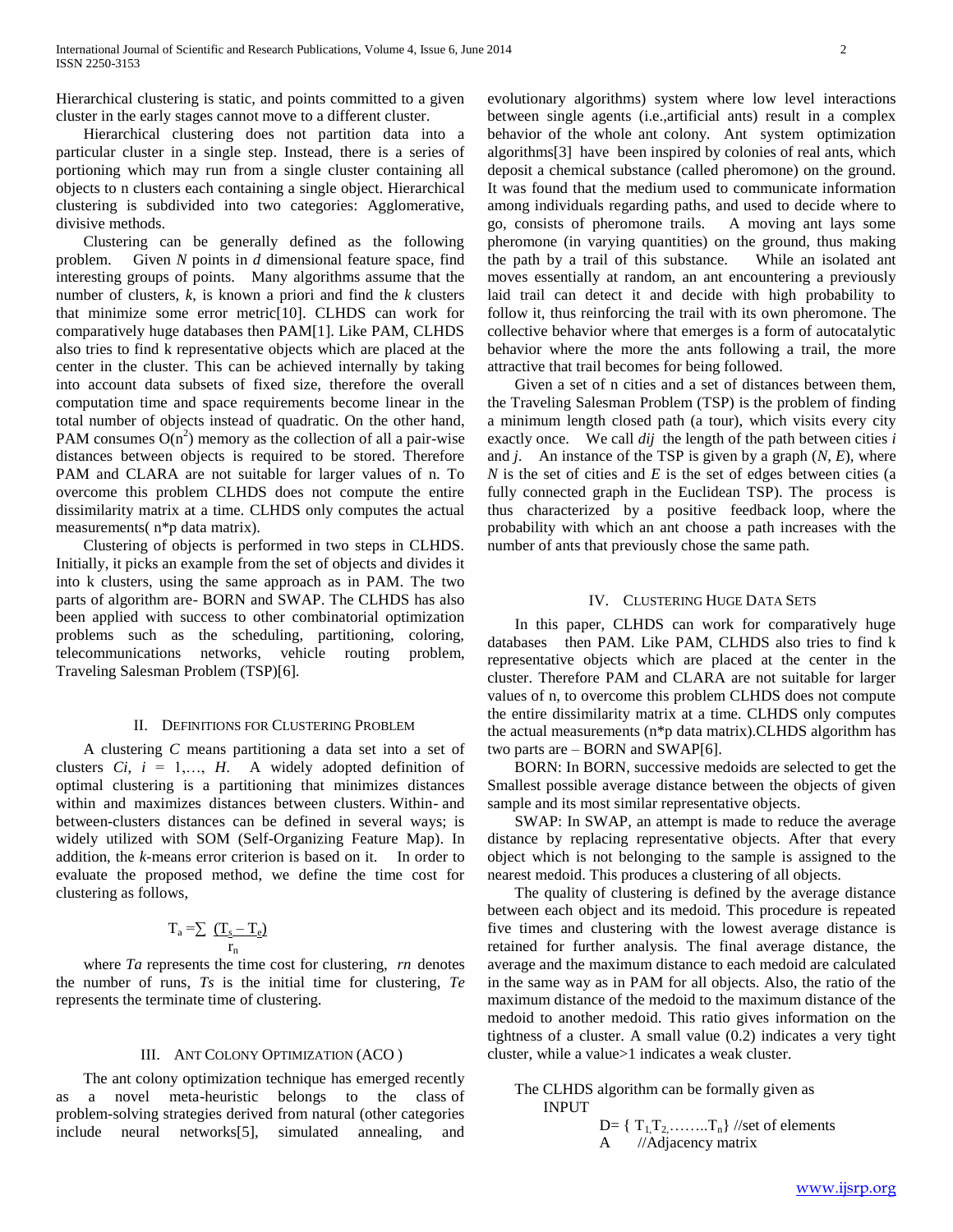Hierarchical clustering is static, and points committed to a given cluster in the early stages cannot move to a different cluster.

Hierarchical clustering does not partition data into a particular cluster in a single step. Instead, there is a series of portioning which may run from a single cluster containing all objects to n clusters each containing a single object. Hierarchical clustering is subdivided into two categories: Agglomerative, divisive methods.

Clustering can be generally defined as the following problem. Given *N* points in *d* dimensional feature space, find interesting groups of points. Many algorithms assume that the number of clusters, *k*, is known a priori and find the *k* clusters that minimize some error metric[10]. CLHDS can work for comparatively huge databases then PAM[1]. Like PAM, CLHDS also tries to find k representative objects which are placed at the center in the cluster. This can be achieved internally by taking into account data subsets of fixed size, therefore the overall computation time and space requirements become linear in the total number of objects instead of quadratic. On the other hand, PAM consumes $O(n^2)$ memory as the collection of all a pair-wise distances between objects is required to be stored. Therefore PAM and CLARA are not suitable for larger values of n. To overcome this problem CLHDS does not compute the entire dissimilarity matrix at a time. CLHDS only computes the actual measurements( n*p data matrix).

Clustering of objects is performed in two steps in CLHDS. Initially, it picks an example from the set of objects and divides it into k clusters, using the same approach as in PAM. The two parts of algorithm are- BORN and SWAP. The CLHDS has also been applied with success to other combinatorial optimization problems such as the scheduling, partitioning, coloring, telecommunications networks, vehicle routing problem, Traveling Salesman Problem (TSP)[6].

## II. Definitions for Clustering Problem

A clustering *C* means partitioning a data set into a set of clusters $C_i$, $i = 1, \ldots, H$. A widely adopted definition of optimal clustering is a partitioning that minimizes distances within and maximizes distances between clusters. Within- and between-clusters distances can be defined in several ways; is widely utilized with SOM (Self-Organizing Feature Map). In addition, the *k*-means error criterion is based on it. In order to evaluate the proposed method, we define the time cost for clustering as follows,

$$T_a = \sum \frac{(T_s - T_e)}{r_n}$$

where $T_a$ represents the time cost for clustering, $r_n$ denotes the number of runs, $T_s$ is the initial time for clustering, $T_e$ represents the terminate time of clustering.

## III. Ant Colony Optimization (ACO )

The ant colony optimization technique has emerged recently as a novel meta-heuristic belongs to the class of problem-solving strategies derived from natural (other categories include neural networks[5], simulated annealing, and evolutionary algorithms) system where low level interactions between single agents (i.e.,artificial ants) result in a complex behavior of the whole ant colony. Ant system optimization algorithms[3] have been inspired by colonies of real ants, which deposit a chemical substance (called pheromone) on the ground. It was found that the medium used to communicate information among individuals regarding paths, and used to decide where to go, consists of pheromone trails. A moving ant lays some pheromone (in varying quantities) on the ground, thus making the path by a trail of this substance. While an isolated ant moves essentially at random, an ant encountering a previously laid trail can detect it and decide with high probability to follow it, thus reinforcing the trail with its own pheromone. The collective behavior where that emerges is a form of autocatalytic behavior where the more the ants following a trail, the more attractive that trail becomes for being followed.

Given a set of n cities and a set of distances between them, the Traveling Salesman Problem (TSP) is the problem of finding a minimum length closed path (a tour), which visits every city exactly once. We call $d_{ij}$ the length of the path between cities *i* and *j*. An instance of the TSP is given by a graph (*N*, *E*), where *N* is the set of cities and *E* is the set of edges between cities (a fully connected graph in the Euclidean TSP). The process is thus characterized by a positive feedback loop, where the probability with which an ant choose a path increases with the number of ants that previously chose the same path.

## IV. Clustering Huge Data Sets

In this paper, CLHDS can work for comparatively huge databases then PAM. Like PAM, CLHDS also tries to find k representative objects which are placed at the center in the cluster. Therefore PAM and CLARA are not suitable for larger values of n, to overcome this problem CLHDS does not compute the entire dissimilarity matrix at a time. CLHDS only computes the actual measurements (n*p data matrix).CLHDS algorithm has two parts are – BORN and SWAP[6].

BORN: In BORN, successive medoids are selected to get the Smallest possible average distance between the objects of given sample and its most similar representative objects.

SWAP: In SWAP, an attempt is made to reduce the average distance by replacing representative objects. After that every object which is not belonging to the sample is assigned to the nearest medoid. This produces a clustering of all objects.

The quality of clustering is defined by the average distance between each object and its medoid. This procedure is repeated five times and clustering with the lowest average distance is retained for further analysis. The final average distance, the average and the maximum distance to each medoid are calculated in the same way as in PAM for all objects. Also, the ratio of the maximum distance of the medoid to the maximum distance of the medoid to another medoid. This ratio gives information on the tightness of a cluster. A small value (0.2) indicates a very tight cluster, while a value>1 indicates a weak cluster.

The CLHDS algorithm can be formally given as

INPUT

$D = \{ T_1, T_2, \ldots\ldots T_n \}$ //set of elements

A //Adjacency matrix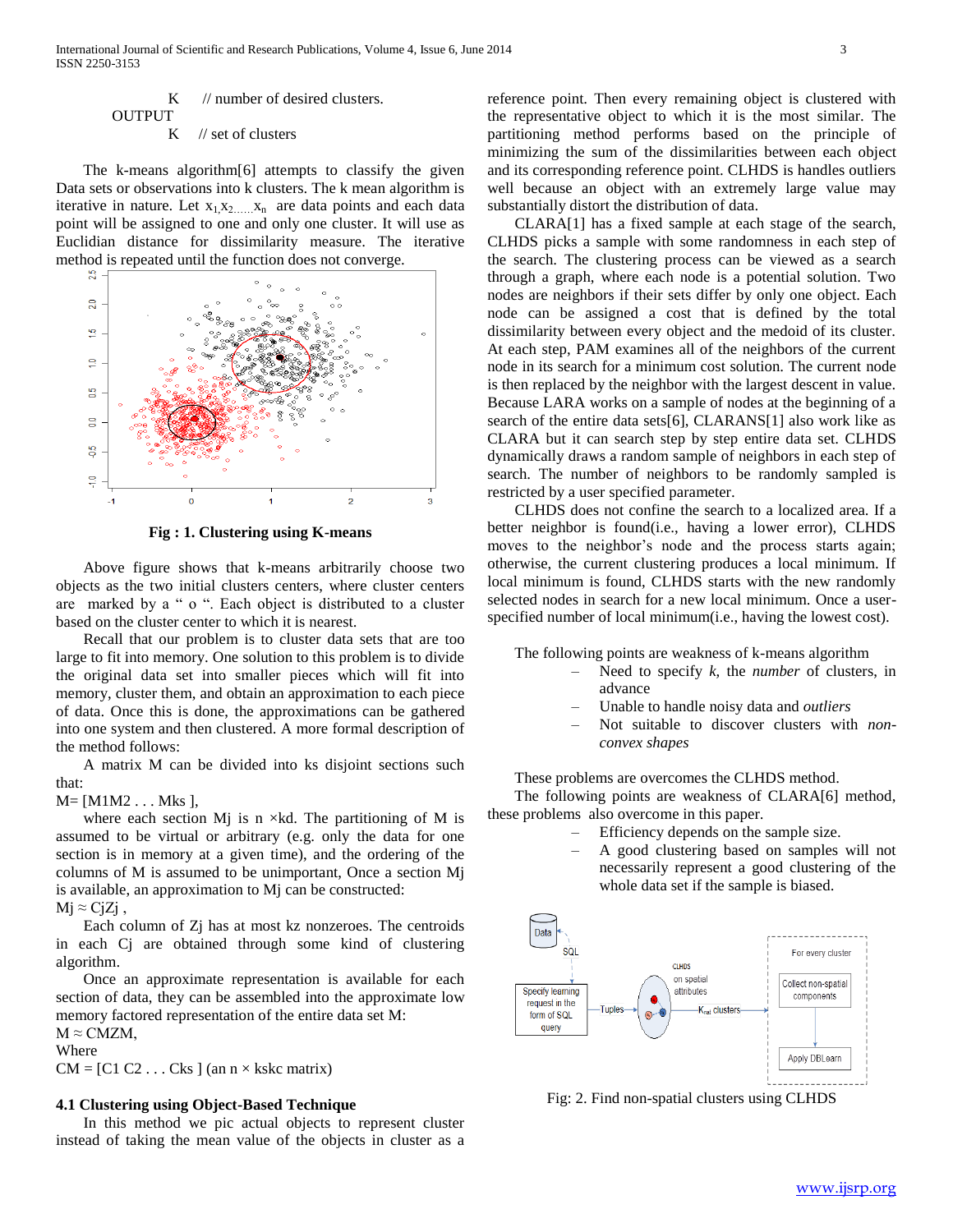K // number of desired clusters.

OUTPUT

K // set of clusters

The k-means algorithm[6] attempts to classify the given Data sets or observations into k clusters. The k mean algorithm is iterative in nature. Let $x_1, x_2 \ldots x_n$ are data points and each data point will be assigned to one and only one cluster. It will use as Euclidian distance for dissimilarity measure. The iterative method is repeated until the function does not converge.

**Fig : 1. Clustering using K-means**

Above figure shows that k-means arbitrarily choose two objects as the two initial clusters centers, where cluster centers are marked by a " o ". Each object is distributed to a cluster based on the cluster center to which it is nearest.

Recall that our problem is to cluster data sets that are too large to fit into memory. One solution to this problem is to divide the original data set into smaller pieces which will fit into memory, cluster them, and obtain an approximation to each piece of data. Once this is done, the approximations can be gathered into one system and then clustered. A more formal description of the method follows:

A matrix M can be divided into ks disjoint sections such that:

M= [M1M2 . . . Mks ],

where each section Mj is n ×kd. The partitioning of M is assumed to be virtual or arbitrary (e.g. only the data for one section is in memory at a given time), and the ordering of the columns of M is assumed to be unimportant, Once a section Mj is available, an approximation to Mj can be constructed:

Mj ≈ CjZj ,

Each column of Zj has at most kz nonzeroes. The centroids in each Cj are obtained through some kind of clustering algorithm.

Once an approximate representation is available for each section of data, they can be assembled into the approximate low memory factored representation of the entire data set M:

M ≈ CMZM,

Where

CM = [C1 C2 . . . Cks ] (an n × kskc matrix)

### 4.1 Clustering using Object-Based Technique

In this method we pic actual objects to represent cluster instead of taking the mean value of the objects in cluster as a reference point. Then every remaining object is clustered with the representative object to which it is the most similar. The partitioning method performs based on the principle of minimizing the sum of the dissimilarities between each object and its corresponding reference point. CLHDS is handles outliers well because an object with an extremely large value may substantially distort the distribution of data.

CLARA[1] has a fixed sample at each stage of the search, CLHDS picks a sample with some randomness in each step of the search. The clustering process can be viewed as a search through a graph, where each node is a potential solution. Two nodes are neighbors if their sets differ by only one object. Each node can be assigned a cost that is defined by the total dissimilarity between every object and the medoid of its cluster. At each step, PAM examines all of the neighbors of the current node in its search for a minimum cost solution. The current node is then replaced by the neighbor with the largest descent in value. Because LARA works on a sample of nodes at the beginning of a search of the entire data sets[6], CLARANS[1] also work like as CLARA but it can search step by step entire data set. CLHDS dynamically draws a random sample of neighbors in each step of search. The number of neighbors to be randomly sampled is restricted by a user specified parameter.

CLHDS does not confine the search to a localized area. If a better neighbor is found(i.e., having a lower error), CLHDS moves to the neighbor's node and the process starts again; otherwise, the current clustering produces a local minimum. If local minimum is found, CLHDS starts with the new randomly selected nodes in search for a new local minimum. Once a user-specified number of local minimum(i.e., having the lowest cost).

The following points are weakness of k-means algorithm

- Need to specify *k*, the *number* of clusters, in advance
- Unable to handle noisy data and *outliers*
- Not suitable to discover clusters with *non-convex shapes*

These problems are overcomes the CLHDS method.

The following points are weakness of CLARA[6] method, these problems also overcome in this paper.

- Efficiency depends on the sample size.
- A good clustering based on samples will not necessarily represent a good clustering of the whole data set if the sample is biased.

Fig: 2. Find non-spatial clusters using CLHDS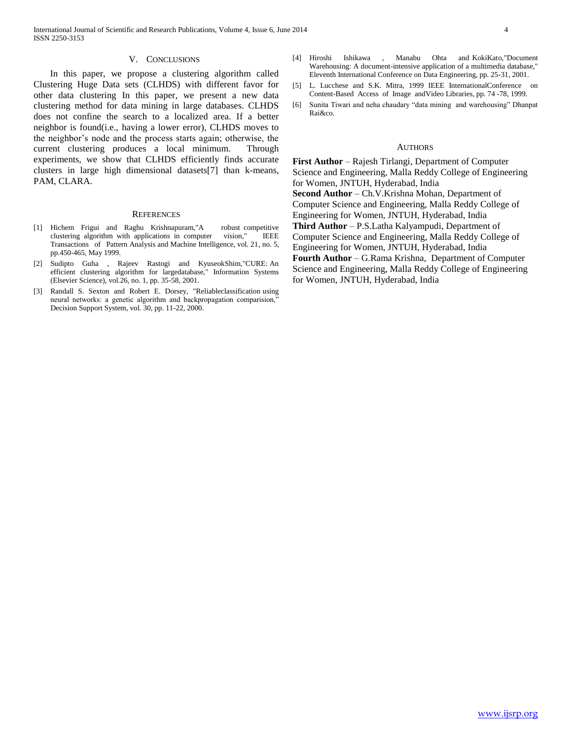## V. Conclusions

In this paper, we propose a clustering algorithm called Clustering Huge Data sets (CLHDS) with different favor for other data clustering In this paper, we present a new data clustering method for data mining in large databases. CLHDS does not confine the search to a localized area. If a better neighbor is found(i.e., having a lower error), CLHDS moves to the neighbor's node and the process starts again; otherwise, the current clustering produces a local minimum. Through experiments, we show that CLHDS efficiently finds accurate clusters in large high dimensional datasets[7] than k-means, PAM, CLARA.

## References

[1] Hichem Frigui and Raghu Krishnapuram,"A robust competitive clustering algorithm with applications in computer vision," IEEE Transactions of Pattern Analysis and Machine Intelligence, vol. 21, no. 5, pp.450-465, May 1999.

[2] Sudipto Guha , Rajeev Rastogi and KyuseokShim,"CURE: An efficient clustering algorithm for largedatabase," Information Systems (Elsevier Science), vol.26, no. 1, pp. 35-58, 2001.

[3] Randall S. Sexton and Robert E. Dorsey, "Reliableclassification using neural networks: a genetic algorithm and backpropagation comparision," Decision Support System, vol. 30, pp. 11-22, 2000.

[4] Hiroshi Ishikawa , Manabu Ohta and KokiKato,"Document Warehousing: A document-intensive application of a multimedia database," Eleventh International Conference on Data Engineering, pp. 25-31, 2001.

[5] L. Lucchese and S.K. Mitra, 1999 IEEE InternationalConference on Content-Based Access of Image andVideo Libraries, pp. 74 -78, 1999.

[6] Sunita Tiwari and neha chaudary "data mining and warehousing" Dhanpat Rai&co.

## Authors

**First Author** – Rajesh Tirlangi, Department of Computer Science and Engineering, Malla Reddy College of Engineering for Women, JNTUH, Hyderabad, India

**Second Author** – Ch.V.Krishna Mohan, Department of Computer Science and Engineering, Malla Reddy College of Engineering for Women, JNTUH, Hyderabad, India

**Third Author** – P.S.Latha Kalyampudi, Department of Computer Science and Engineering, Malla Reddy College of Engineering for Women, JNTUH, Hyderabad, India

**Fourth Author** – G.Rama Krishna, Department of Computer Science and Engineering, Malla Reddy College of Engineering for Women, JNTUH, Hyderabad, India